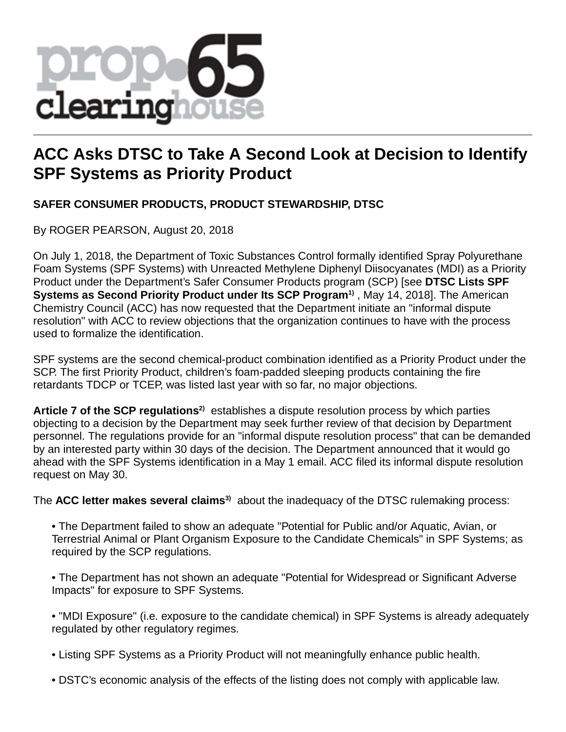# ACC Asks DTSC to Take A Second Look at Decision to Identify SPF Systems as Priority Product

**SAFER CONSUMER PRODUCTS, PRODUCT STEWARDSHIP, DTSC**

By ROGER PEARSON, August 20, 2018

On July 1, 2018, the Department of Toxic Substances Control formally identified Spray Polyurethane Foam Systems (SPF Systems) with Unreacted Methylene Diphenyl Diisocyanates (MDI) as a Priority Product under the Department's Safer Consumer Products program (SCP) [see **DTSC Lists SPF Systems as Second Priority Product under Its SCP Program**[1] , May 14, 2018]. The American Chemistry Council (ACC) has now requested that the Department initiate an "informal dispute resolution" with ACC to review objections that the organization continues to have with the process used to formalize the identification.

SPF systems are the second chemical-product combination identified as a Priority Product under the SCP. The first Priority Product, children's foam-padded sleeping products containing the fire retardants TDCP or TCEP, was listed last year with so far, no major objections.

**Article 7 of the SCP regulations**[2] establishes a dispute resolution process by which parties objecting to a decision by the Department may seek further review of that decision by Department personnel. The regulations provide for an "informal dispute resolution process" that can be demanded by an interested party within 30 days of the decision. The Department announced that it would go ahead with the SPF Systems identification in a May 1 email. ACC filed its informal dispute resolution request on May 30.

The **ACC letter makes several claims**[3] about the inadequacy of the DTSC rulemaking process:

- The Department failed to show an adequate "Potential for Public and/or Aquatic, Avian, or Terrestrial Animal or Plant Organism Exposure to the Candidate Chemicals" in SPF Systems; as required by the SCP regulations.

- The Department has not shown an adequate "Potential for Widespread or Significant Adverse Impacts" for exposure to SPF Systems.

- "MDI Exposure" (i.e. exposure to the candidate chemical) in SPF Systems is already adequately regulated by other regulatory regimes.

- Listing SPF Systems as a Priority Product will not meaningfully enhance public health.

- DSTC's economic analysis of the effects of the listing does not comply with applicable law.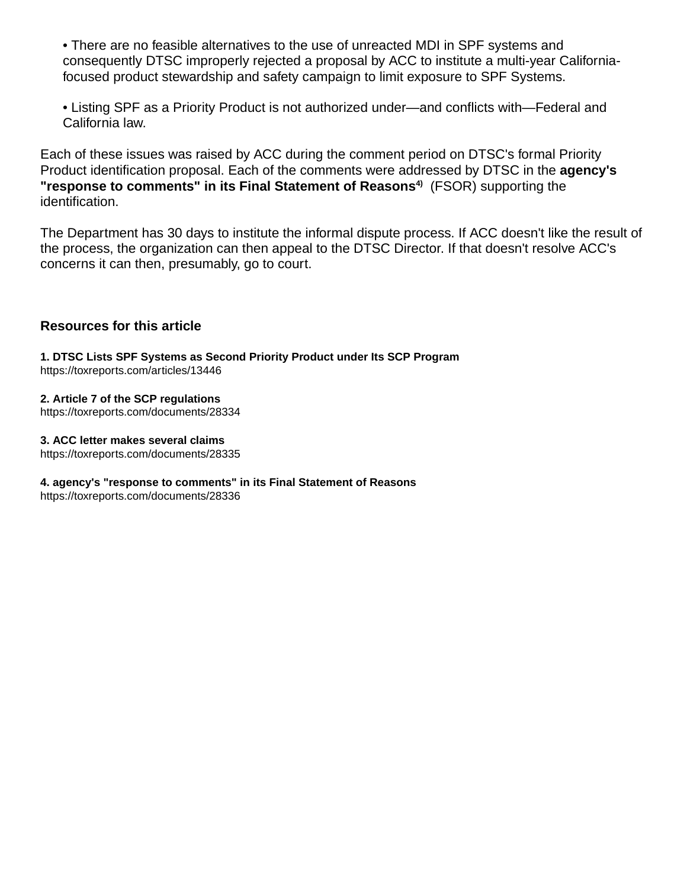- There are no feasible alternatives to the use of unreacted MDI in SPF systems and consequently DTSC improperly rejected a proposal by ACC to institute a multi-year California-focused product stewardship and safety campaign to limit exposure to SPF Systems.

- Listing SPF as a Priority Product is not authorized under—and conflicts with—Federal and California law.

Each of these issues was raised by ACC during the comment period on DTSC's formal Priority Product identification proposal. Each of the comments were addressed by DTSC in the **agency's "response to comments" in its Final Statement of Reasons**[4] (FSOR) supporting the identification.

The Department has 30 days to institute the informal dispute process. If ACC doesn't like the result of the process, the organization can then appeal to the DTSC Director. If that doesn't resolve ACC's concerns it can then, presumably, go to court.

### Resources for this article

**1. DTSC Lists SPF Systems as Second Priority Product under Its SCP Program**
https://toxreports.com/articles/13446

**2. Article 7 of the SCP regulations**
https://toxreports.com/documents/28334

**3. ACC letter makes several claims**
https://toxreports.com/documents/28335

**4. agency's "response to comments" in its Final Statement of Reasons**
https://toxreports.com/documents/28336